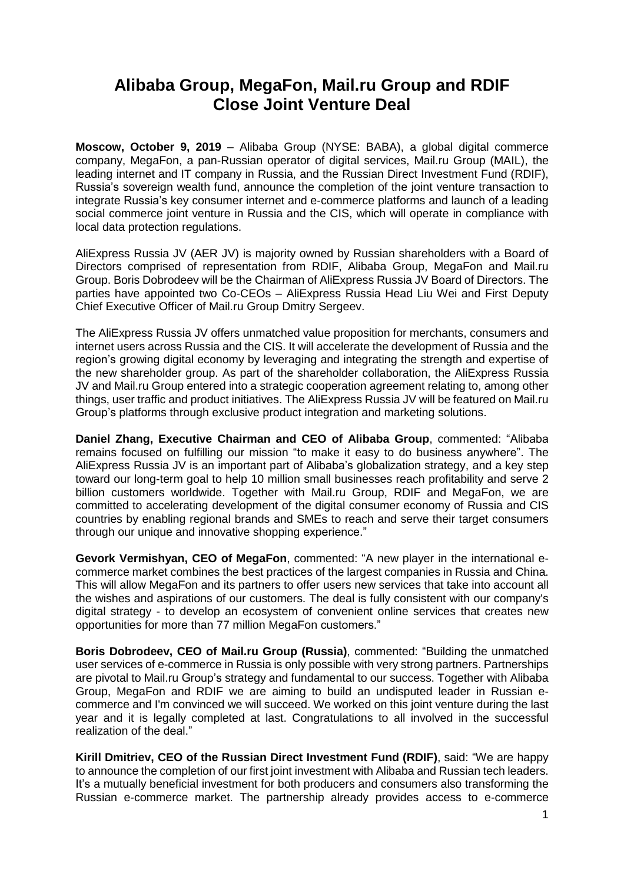# Alibaba Group, MegaFon, Mail.ru Group and RDIF Close Joint Venture Deal

**Moscow, October 9, 2019** – Alibaba Group (NYSE: BABA), a global digital commerce company, MegaFon, a pan-Russian operator of digital services, Mail.ru Group (MAIL), the leading internet and IT company in Russia, and the Russian Direct Investment Fund (RDIF), Russia's sovereign wealth fund, announce the completion of the joint venture transaction to integrate Russia's key consumer internet and e-commerce platforms and launch of a leading social commerce joint venture in Russia and the CIS, which will operate in compliance with local data protection regulations.

AliExpress Russia JV (AER JV) is majority owned by Russian shareholders with a Board of Directors comprised of representation from RDIF, Alibaba Group, MegaFon and Mail.ru Group. Boris Dobrodeev will be the Chairman of AliExpress Russia JV Board of Directors. The parties have appointed two Co-CEOs – AliExpress Russia Head Liu Wei and First Deputy Chief Executive Officer of Mail.ru Group Dmitry Sergeev.

The AliExpress Russia JV offers unmatched value proposition for merchants, consumers and internet users across Russia and the CIS. It will accelerate the development of Russia and the region's growing digital economy by leveraging and integrating the strength and expertise of the new shareholder group. As part of the shareholder collaboration, the AliExpress Russia JV and Mail.ru Group entered into a strategic cooperation agreement relating to, among other things, user traffic and product initiatives. The AliExpress Russia JV will be featured on Mail.ru Group's platforms through exclusive product integration and marketing solutions.

**Daniel Zhang, Executive Chairman and CEO of Alibaba Group**, commented: "Alibaba remains focused on fulfilling our mission "to make it easy to do business anywhere". The AliExpress Russia JV is an important part of Alibaba's globalization strategy, and a key step toward our long-term goal to help 10 million small businesses reach profitability and serve 2 billion customers worldwide. Together with Mail.ru Group, RDIF and MegaFon, we are committed to accelerating development of the digital consumer economy of Russia and CIS countries by enabling regional brands and SMEs to reach and serve their target consumers through our unique and innovative shopping experience."

**Gevork Vermishyan, CEO of MegaFon**, commented: "A new player in the international e-commerce market combines the best practices of the largest companies in Russia and China. This will allow MegaFon and its partners to offer users new services that take into account all the wishes and aspirations of our customers. The deal is fully consistent with our company's digital strategy - to develop an ecosystem of convenient online services that creates new opportunities for more than 77 million MegaFon customers."

**Boris Dobrodeev, CEO of Mail.ru Group (Russia)**, commented: "Building the unmatched user services of e-commerce in Russia is only possible with very strong partners. Partnerships are pivotal to Mail.ru Group's strategy and fundamental to our success. Together with Alibaba Group, MegaFon and RDIF we are aiming to build an undisputed leader in Russian e-commerce and I'm convinced we will succeed. We worked on this joint venture during the last year and it is legally completed at last. Congratulations to all involved in the successful realization of the deal."

**Kirill Dmitriev, CEO of the Russian Direct Investment Fund (RDIF)**, said: "We are happy to announce the completion of our first joint investment with Alibaba and Russian tech leaders. It's a mutually beneficial investment for both producers and consumers also transforming the Russian e-commerce market. The partnership already provides access to e-commerce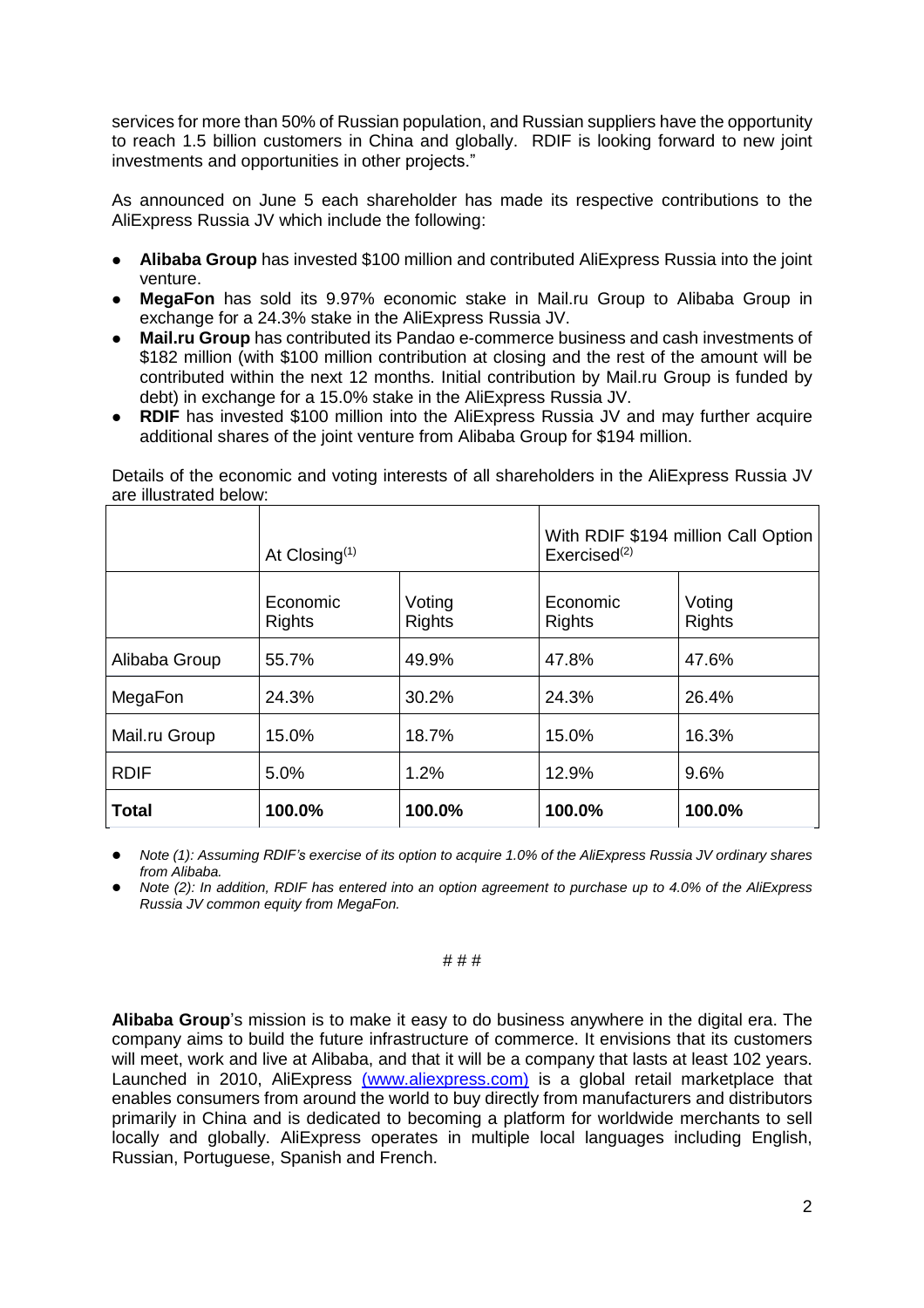services for more than 50% of Russian population, and Russian suppliers have the opportunity to reach 1.5 billion customers in China and globally. RDIF is looking forward to new joint investments and opportunities in other projects."

As announced on June 5 each shareholder has made its respective contributions to the AliExpress Russia JV which include the following:

- **Alibaba Group** has invested $100 million and contributed AliExpress Russia into the joint venture.
- **MegaFon** has sold its 9.97% economic stake in Mail.ru Group to Alibaba Group in exchange for a 24.3% stake in the AliExpress Russia JV.
- **Mail.ru Group** has contributed its Pandao e-commerce business and cash investments of $182 million (with $100 million contribution at closing and the rest of the amount will be contributed within the next 12 months. Initial contribution by Mail.ru Group is funded by debt) in exchange for a 15.0% stake in the AliExpress Russia JV.
- **RDIF** has invested $100 million into the AliExpress Russia JV and may further acquire additional shares of the joint venture from Alibaba Group for $194 million.

Details of the economic and voting interests of all shareholders in the AliExpress Russia JV are illustrated below:

| | At Closing[1] | | With RDIF $194 million Call Option Exercised[2] | |
|---|---|---|---|---|
| | Economic Rights | Voting Rights | Economic Rights | Voting Rights |
| Alibaba Group | 55.7% | 49.9% | 47.8% | 47.6% |
| MegaFon | 24.3% | 30.2% | 24.3% | 26.4% |
| Mail.ru Group | 15.0% | 18.7% | 15.0% | 16.3% |
| RDIF | 5.0% | 1.2% | 12.9% | 9.6% |
| **Total** | **100.0%** | **100.0%** | **100.0%** | **100.0%** |

- *Note (1): Assuming RDIF's exercise of its option to acquire 1.0% of the AliExpress Russia JV ordinary shares from Alibaba.*
- *Note (2): In addition, RDIF has entered into an option agreement to purchase up to 4.0% of the AliExpress Russia JV common equity from MegaFon.*

# # #

**Alibaba Group**'s mission is to make it easy to do business anywhere in the digital era. The company aims to build the future infrastructure of commerce. It envisions that its customers will meet, work and live at Alibaba, and that it will be a company that lasts at least 102 years. Launched in 2010, AliExpress (www.aliexpress.com) is a global retail marketplace that enables consumers from around the world to buy directly from manufacturers and distributors primarily in China and is dedicated to becoming a platform for worldwide merchants to sell locally and globally. AliExpress operates in multiple local languages including English, Russian, Portuguese, Spanish and French.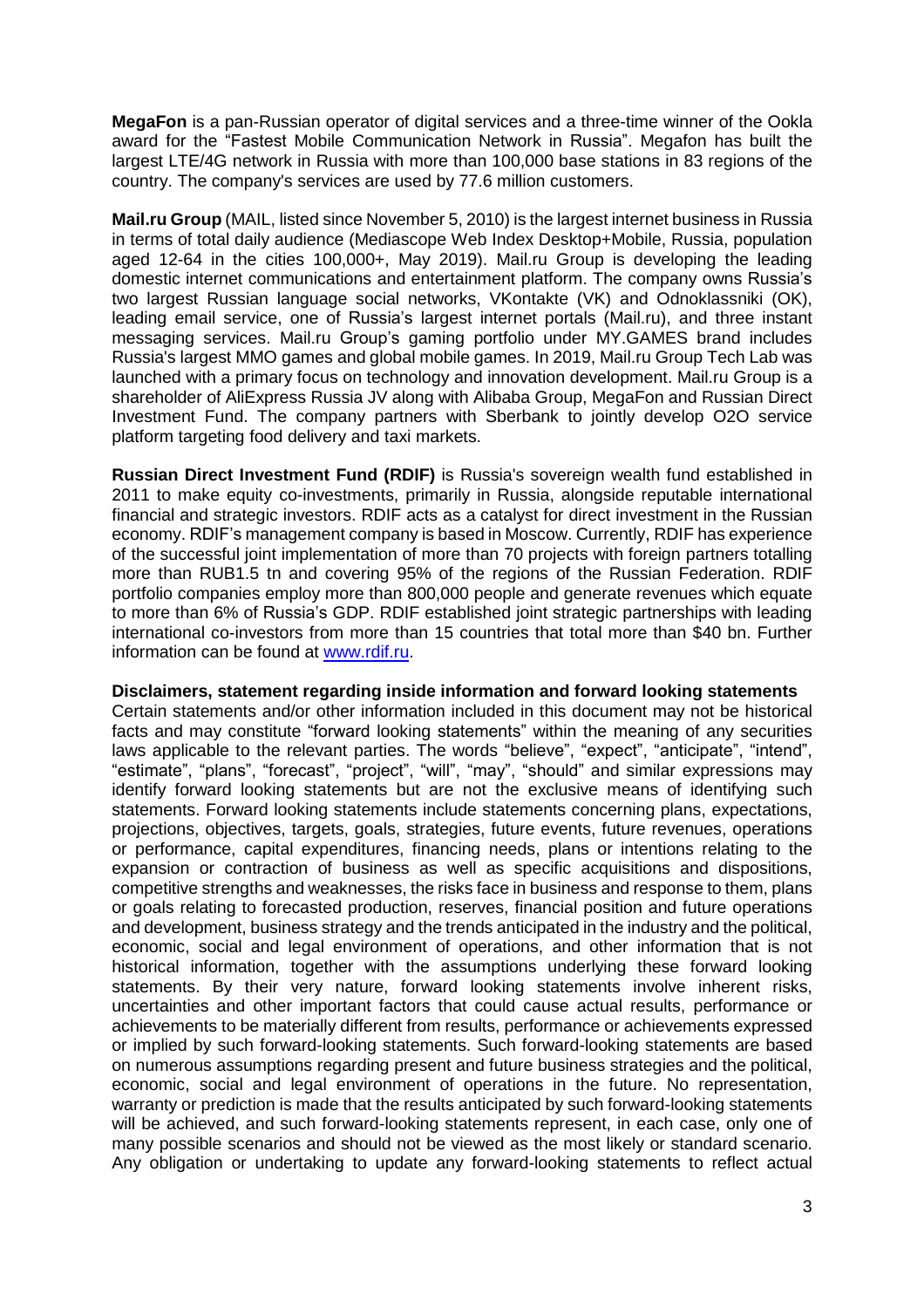**MegaFon** is a pan-Russian operator of digital services and a three-time winner of the Ookla award for the "Fastest Mobile Communication Network in Russia". Megafon has built the largest LTE/4G network in Russia with more than 100,000 base stations in 83 regions of the country. The company's services are used by 77.6 million customers.

**Mail.ru Group** (MAIL, listed since November 5, 2010) is the largest internet business in Russia in terms of total daily audience (Mediascope Web Index Desktop+Mobile, Russia, population aged 12-64 in the cities 100,000+, May 2019). Mail.ru Group is developing the leading domestic internet communications and entertainment platform. The company owns Russia's two largest Russian language social networks, VKontakte (VK) and Odnoklassniki (OK), leading email service, one of Russia's largest internet portals (Mail.ru), and three instant messaging services. Mail.ru Group's gaming portfolio under MY.GAMES brand includes Russia's largest MMO games and global mobile games. In 2019, Mail.ru Group Tech Lab was launched with a primary focus on technology and innovation development. Mail.ru Group is a shareholder of AliExpress Russia JV along with Alibaba Group, MegaFon and Russian Direct Investment Fund. The company partners with Sberbank to jointly develop O2O service platform targeting food delivery and taxi markets.

**Russian Direct Investment Fund (RDIF)** is Russia's sovereign wealth fund established in 2011 to make equity co-investments, primarily in Russia, alongside reputable international financial and strategic investors. RDIF acts as a catalyst for direct investment in the Russian economy. RDIF's management company is based in Moscow. Currently, RDIF has experience of the successful joint implementation of more than 70 projects with foreign partners totalling more than RUB1.5 tn and covering 95% of the regions of the Russian Federation. RDIF portfolio companies employ more than 800,000 people and generate revenues which equate to more than 6% of Russia's GDP. RDIF established joint strategic partnerships with leading international co-investors from more than 15 countries that total more than $40 bn. Further information can be found at www.rdif.ru.

**Disclaimers, statement regarding inside information and forward looking statements**

Certain statements and/or other information included in this document may not be historical facts and may constitute "forward looking statements" within the meaning of any securities laws applicable to the relevant parties. The words "believe", "expect", "anticipate", "intend", "estimate", "plans", "forecast", "project", "will", "may", "should" and similar expressions may identify forward looking statements but are not the exclusive means of identifying such statements. Forward looking statements include statements concerning plans, expectations, projections, objectives, targets, goals, strategies, future events, future revenues, operations or performance, capital expenditures, financing needs, plans or intentions relating to the expansion or contraction of business as well as specific acquisitions and dispositions, competitive strengths and weaknesses, the risks face in business and response to them, plans or goals relating to forecasted production, reserves, financial position and future operations and development, business strategy and the trends anticipated in the industry and the political, economic, social and legal environment of operations, and other information that is not historical information, together with the assumptions underlying these forward looking statements. By their very nature, forward looking statements involve inherent risks, uncertainties and other important factors that could cause actual results, performance or achievements to be materially different from results, performance or achievements expressed or implied by such forward-looking statements. Such forward-looking statements are based on numerous assumptions regarding present and future business strategies and the political, economic, social and legal environment of operations in the future. No representation, warranty or prediction is made that the results anticipated by such forward-looking statements will be achieved, and such forward-looking statements represent, in each case, only one of many possible scenarios and should not be viewed as the most likely or standard scenario. Any obligation or undertaking to update any forward-looking statements to reflect actual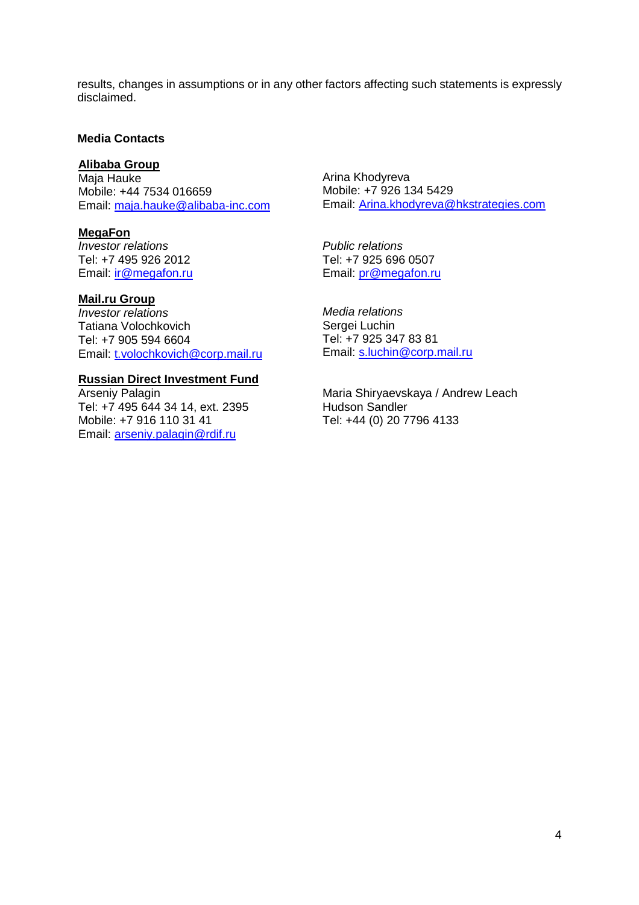results, changes in assumptions or in any other factors affecting such statements is expressly disclaimed.

**Media Contacts**

**Alibaba Group**

Maja Hauke
Mobile: +44 7534 016659
Email: maja.hauke@alibaba-inc.com

Arina Khodyreva
Mobile: +7 926 134 5429
Email: Arina.khodyreva@hkstrategies.com

**MegaFon**

*Investor relations*
Tel: +7 495 926 2012
Email: ir@megafon.ru

*Public relations*
Tel: +7 925 696 0507
Email: pr@megafon.ru

**Mail.ru Group**

*Investor relations*
Tatiana Volochkovich
Tel: +7 905 594 6604
Email: t.volochkovich@corp.mail.ru

*Media relations*
Sergei Luchin
Tel: +7 925 347 83 81
Email: s.luchin@corp.mail.ru

**Russian Direct Investment Fund**

Arseniy Palagin
Tel: +7 495 644 34 14, ext. 2395
Mobile: +7 916 110 31 41
Email: arseniy.palagin@rdif.ru

Maria Shiryaevskaya / Andrew Leach
Hudson Sandler
Tel: +44 (0) 20 7796 4133